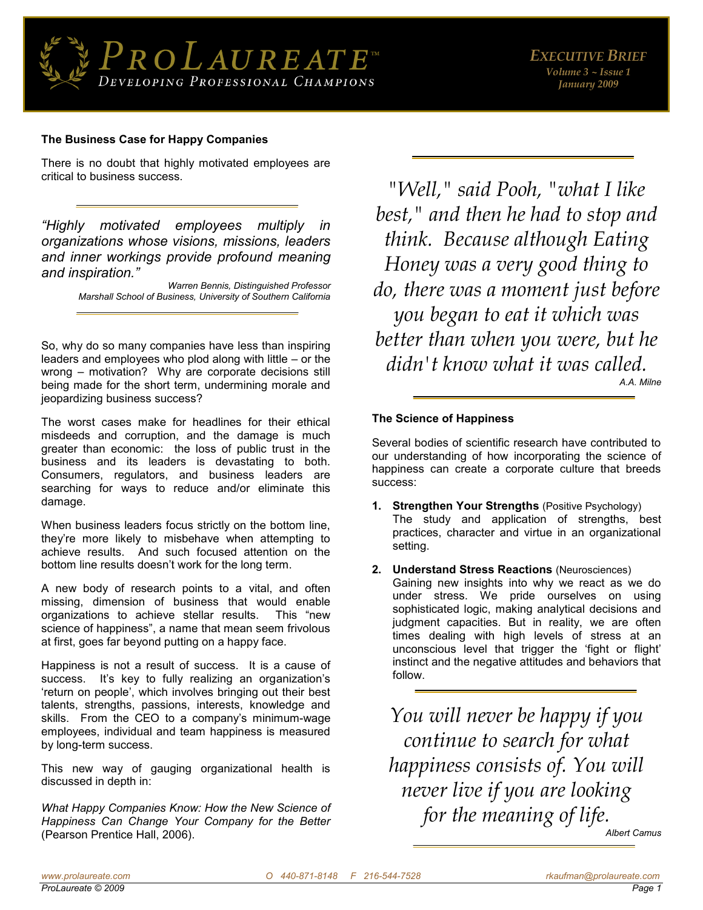# ProLaureate™

*Developing Professional Champions*

**Executive Brief**
*Volume 3 ~ Issue 1*
*January 2009*

## The Business Case for Happy Companies

There is no doubt that highly motivated employees are critical to business success.

> *"Highly motivated employees multiply in organizations whose visions, missions, leaders and inner workings provide profound meaning and inspiration."*
>
> *Warren Bennis, Distinguished Professor*
> *Marshall School of Business, University of Southern California*

So, why do so many companies have less than inspiring leaders and employees who plod along with little – or the wrong – motivation? Why are corporate decisions still being made for the short term, undermining morale and jeopardizing business success?

The worst cases make for headlines for their ethical misdeeds and corruption, and the damage is much greater than economic: the loss of public trust in the business and its leaders is devastating to both. Consumers, regulators, and business leaders are searching for ways to reduce and/or eliminate this damage.

When business leaders focus strictly on the bottom line, they're more likely to misbehave when attempting to achieve results. And such focused attention on the bottom line results doesn't work for the long term.

A new body of research points to a vital, and often missing, dimension of business that would enable organizations to achieve stellar results. This "new science of happiness", a name that mean seem frivolous at first, goes far beyond putting on a happy face.

Happiness is not a result of success. It is a cause of success. It's key to fully realizing an organization's 'return on people', which involves bringing out their best talents, strengths, passions, interests, knowledge and skills. From the CEO to a company's minimum-wage employees, individual and team happiness is measured by long-term success.

This new way of gauging organizational health is discussed in depth in:

*What Happy Companies Know: How the New Science of Happiness Can Change Your Company for the Better* (Pearson Prentice Hall, 2006).

> *"Well," said Pooh, "what I like best," and then he had to stop and think. Because although Eating Honey was a very good thing to do, there was a moment just before you began to eat it which was better than when you were, but he didn't know what it was called.*
>
> *A.A. Milne*

## The Science of Happiness

Several bodies of scientific research have contributed to our understanding of how incorporating the science of happiness can create a corporate culture that breeds success:

1. **Strengthen Your Strengths** (Positive Psychology)
   The study and application of strengths, best practices, character and virtue in an organizational setting.

2. **Understand Stress Reactions** (Neurosciences)
   Gaining new insights into why we react as we do under stress. We pride ourselves on using sophisticated logic, making analytical decisions and judgment capacities. But in reality, we are often times dealing with high levels of stress at an unconscious level that trigger the 'fight or flight' instinct and the negative attitudes and behaviors that follow.

> *You will never be happy if you continue to search for what happiness consists of. You will never live if you are looking for the meaning of life.*
>
> *Albert Camus*

*www.prolaureate.com* O 440-871-8148 F 216-544-7528 *rkaufman@prolaureate.com*

*ProLaureate © 2009*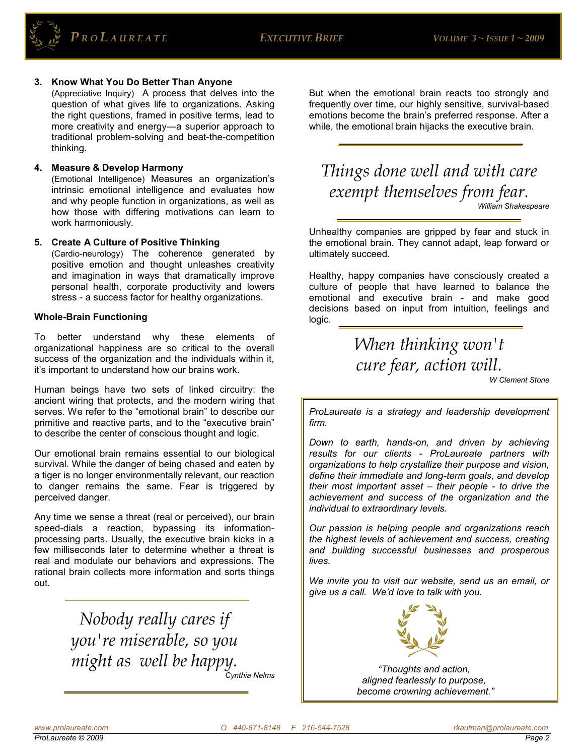3. **Know What You Do Better Than Anyone**
   (Appreciative Inquiry) A process that delves into the question of what gives life to organizations. Asking the right questions, framed in positive terms, lead to more creativity and energy—a superior approach to traditional problem-solving and beat-the-competition thinking.

4. **Measure & Develop Harmony**
   (Emotional Intelligence) Measures an organization's intrinsic emotional intelligence and evaluates how and why people function in organizations, as well as how those with differing motivations can learn to work harmoniously.

5. **Create A Culture of Positive Thinking**
   (Cardio-neurology) The coherence generated by positive emotion and thought unleashes creativity and imagination in ways that dramatically improve personal health, corporate productivity and lowers stress - a success factor for healthy organizations.

**Whole-Brain Functioning**

To better understand why these elements of organizational happiness are so critical to the overall success of the organization and the individuals within it, it's important to understand how our brains work.

Human beings have two sets of linked circuitry: the ancient wiring that protects, and the modern wiring that serves. We refer to the "emotional brain" to describe our primitive and reactive parts, and to the "executive brain" to describe the center of conscious thought and logic.

Our emotional brain remains essential to our biological survival. While the danger of being chased and eaten by a tiger is no longer environmentally relevant, our reaction to danger remains the same. Fear is triggered by perceived danger.

Any time we sense a threat (real or perceived), our brain speed-dials a reaction, bypassing its information-processing parts. Usually, the executive brain kicks in a few milliseconds later to determine whether a threat is real and modulate our behaviors and expressions. The rational brain collects more information and sorts things out.

*Nobody really cares if you're miserable, so you might as well be happy.*
*Cynthia Nelms*

But when the emotional brain reacts too strongly and frequently over time, our highly sensitive, survival-based emotions become the brain's preferred response. After a while, the emotional brain hijacks the executive brain.

*Things done well and with care exempt themselves from fear.*
*William Shakespeare*

Unhealthy companies are gripped by fear and stuck in the emotional brain. They cannot adapt, leap forward or ultimately succeed.

Healthy, happy companies have consciously created a culture of people that have learned to balance the emotional and executive brain - and make good decisions based on input from intuition, feelings and logic.

*When thinking won't cure fear, action will.*
*W Clement Stone*

*ProLaureate is a strategy and leadership development firm.*

*Down to earth, hands-on, and driven by achieving results for our clients - ProLaureate partners with organizations to help crystallize their purpose and vision, define their immediate and long-term goals, and develop their most important asset – their people - to drive the achievement and success of the organization and the individual to extraordinary levels.*

*Our passion is helping people and organizations reach the highest levels of achievement and success, creating and building successful businesses and prosperous lives.*

*We invite you to visit our website, send us an email, or give us a call. We'd love to talk with you.*

*"Thoughts and action, aligned fearlessly to purpose, become crowning achievement."*

*www.prolaureate.com* *O 440-871-8148 F 216-544-7528* *rkaufman@prolaureate.com*

*ProLaureate © 2009*